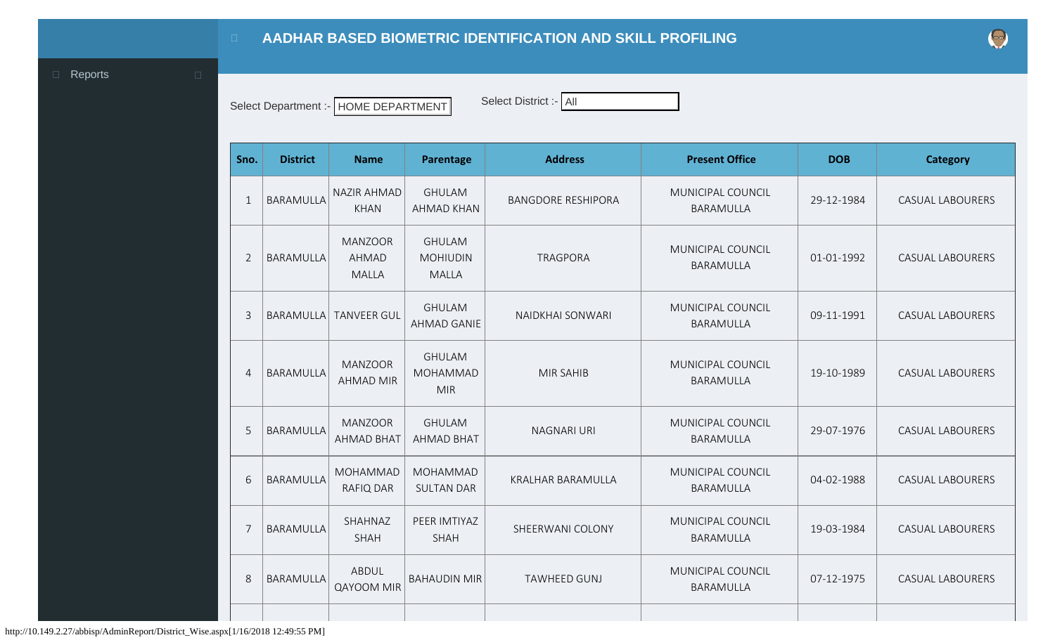# AADHAR BASED BIOMETRIC IDENTIFICATION AND SKILL PROFILING

Reports

Select Department :- HOME DEPARTMENT

Select District :- All

| Sno. | District | Name | Parentage | Address | Present Office | DOB | Category |
|---|---|---|---|---|---|---|---|
| 1 | BARAMULLA | NAZIR AHMAD KHAN | GHULAM AHMAD KHAN | BANGDORE RESHIPORA | MUNICIPAL COUNCIL BARAMULLA | 29-12-1984 | CASUAL LABOURERS |
| 2 | BARAMULLA | MANZOOR AHMAD MALLA | GHULAM MOHIUDIN MALLA | TRAGPORA | MUNICIPAL COUNCIL BARAMULLA | 01-01-1992 | CASUAL LABOURERS |
| 3 | BARAMULLA | TANVEER GUL | GHULAM AHMAD GANIE | NAIDKHAI SONWARI | MUNICIPAL COUNCIL BARAMULLA | 09-11-1991 | CASUAL LABOURERS |
| 4 | BARAMULLA | MANZOOR AHMAD MIR | GHULAM MOHAMMAD MIR | MIR SAHIB | MUNICIPAL COUNCIL BARAMULLA | 19-10-1989 | CASUAL LABOURERS |
| 5 | BARAMULLA | MANZOOR AHMAD BHAT | GHULAM AHMAD BHAT | NAGNARI URI | MUNICIPAL COUNCIL BARAMULLA | 29-07-1976 | CASUAL LABOURERS |
| 6 | BARAMULLA | MOHAMMAD RAFIQ DAR | MOHAMMAD SULTAN DAR | KRALHAR BARAMULLA | MUNICIPAL COUNCIL BARAMULLA | 04-02-1988 | CASUAL LABOURERS |
| 7 | BARAMULLA | SHAHNAZ SHAH | PEER IMTIYAZ SHAH | SHEERWANI COLONY | MUNICIPAL COUNCIL BARAMULLA | 19-03-1984 | CASUAL LABOURERS |
| 8 | BARAMULLA | ABDUL QAYOOM MIR | BAHAUDIN MIR | TAWHEED GUNJ | MUNICIPAL COUNCIL BARAMULLA | 07-12-1975 | CASUAL LABOURERS |

http://10.149.2.27/abbisp/AdminReport/District_Wise.aspx[1/16/2018 12:49:55 PM]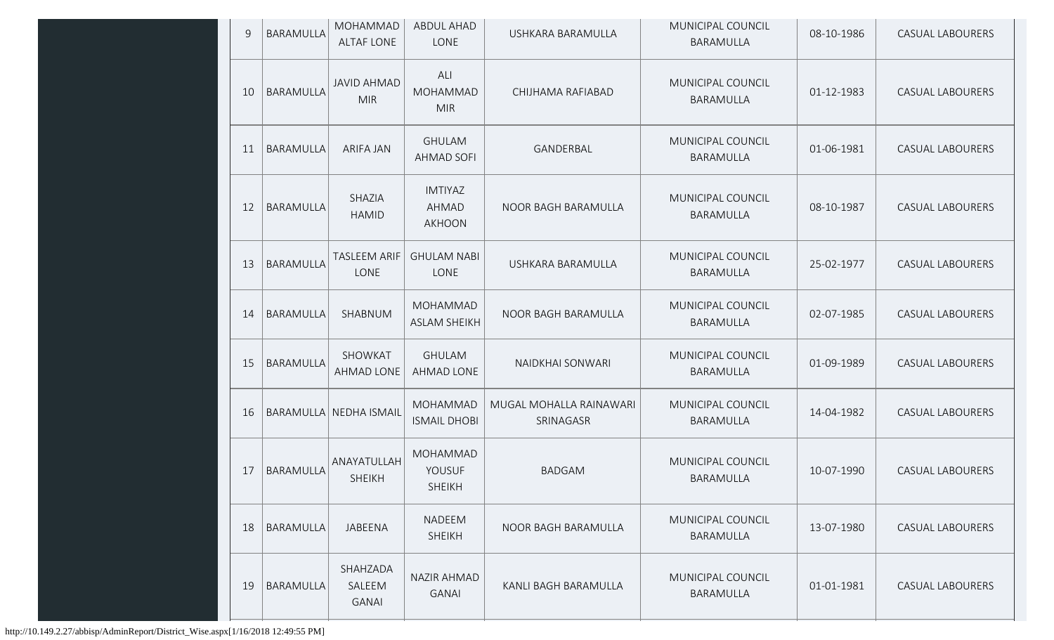| 9 | BARAMULLA | MOHAMMAD ALTAF LONE | ABDUL AHAD LONE | USHKARA BARAMULLA | MUNICIPAL COUNCIL BARAMULLA | 08-10-1986 | CASUAL LABOURERS |
|---|---|---|---|---|---|---|---|
| 10 | BARAMULLA | JAVID AHMAD MIR | ALI MOHAMMAD MIR | CHIJHAMA RAFIABAD | MUNICIPAL COUNCIL BARAMULLA | 01-12-1983 | CASUAL LABOURERS |
| 11 | BARAMULLA | ARIFA JAN | GHULAM AHMAD SOFI | GANDERBAL | MUNICIPAL COUNCIL BARAMULLA | 01-06-1981 | CASUAL LABOURERS |
| 12 | BARAMULLA | SHAZIA HAMID | IMTIYAZ AHMAD AKHOON | NOOR BAGH BARAMULLA | MUNICIPAL COUNCIL BARAMULLA | 08-10-1987 | CASUAL LABOURERS |
| 13 | BARAMULLA | TASLEEM ARIF LONE | GHULAM NABI LONE | USHKARA BARAMULLA | MUNICIPAL COUNCIL BARAMULLA | 25-02-1977 | CASUAL LABOURERS |
| 14 | BARAMULLA | SHABNUM | MOHAMMAD ASLAM SHEIKH | NOOR BAGH BARAMULLA | MUNICIPAL COUNCIL BARAMULLA | 02-07-1985 | CASUAL LABOURERS |
| 15 | BARAMULLA | SHOWKAT AHMAD LONE | GHULAM AHMAD LONE | NAIDKHAI SONWARI | MUNICIPAL COUNCIL BARAMULLA | 01-09-1989 | CASUAL LABOURERS |
| 16 | BARAMULLA | NEDHA ISMAIL | MOHAMMAD ISMAIL DHOBI | MUGAL MOHALLA RAINAWARI SRINAGASR | MUNICIPAL COUNCIL BARAMULLA | 14-04-1982 | CASUAL LABOURERS |
| 17 | BARAMULLA | ANAYATULLAH SHEIKH | MOHAMMAD YOUSUF SHEIKH | BADGAM | MUNICIPAL COUNCIL BARAMULLA | 10-07-1990 | CASUAL LABOURERS |
| 18 | BARAMULLA | JABEENA | NADEEM SHEIKH | NOOR BAGH BARAMULLA | MUNICIPAL COUNCIL BARAMULLA | 13-07-1980 | CASUAL LABOURERS |
| 19 | BARAMULLA | SHAHZADA SALEEM GANAI | NAZIR AHMAD GANAI | KANLI BAGH BARAMULLA | MUNICIPAL COUNCIL BARAMULLA | 01-01-1981 | CASUAL LABOURERS |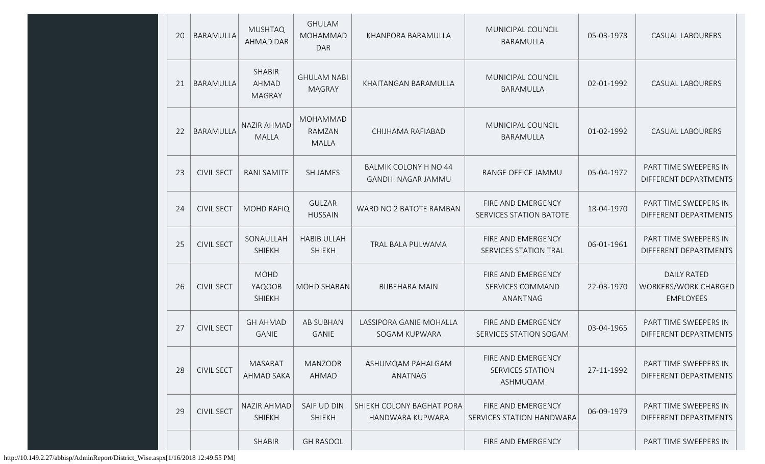| 20 | BARAMULLA | MUSHTAQ AHMAD DAR | GHULAM MOHAMMAD DAR | KHANPORA BARAMULLA | MUNICIPAL COUNCIL BARAMULLA | 05-03-1978 | CASUAL LABOURERS |
|---|---|---|---|---|---|---|---|
| 21 | BARAMULLA | SHABIR AHMAD MAGRAY | GHULAM NABI MAGRAY | KHAITANGAN BARAMULLA | MUNICIPAL COUNCIL BARAMULLA | 02-01-1992 | CASUAL LABOURERS |
| 22 | BARAMULLA | NAZIR AHMAD MALLA | MOHAMMAD RAMZAN MALLA | CHIJHAMA RAFIABAD | MUNICIPAL COUNCIL BARAMULLA | 01-02-1992 | CASUAL LABOURERS |
| 23 | CIVIL SECT | RANI SAMITE | SH JAMES | BALMIK COLONY H NO 44 GANDHI NAGAR JAMMU | RANGE OFFICE JAMMU | 05-04-1972 | PART TIME SWEEPERS IN DIFFERENT DEPARTMENTS |
| 24 | CIVIL SECT | MOHD RAFIQ | GULZAR HUSSAIN | WARD NO 2 BATOTE RAMBAN | FIRE AND EMERGENCY SERVICES STATION BATOTE | 18-04-1970 | PART TIME SWEEPERS IN DIFFERENT DEPARTMENTS |
| 25 | CIVIL SECT | SONAULLAH SHIEKH | HABIB ULLAH SHIEKH | TRAL BALA PULWAMA | FIRE AND EMERGENCY SERVICES STATION TRAL | 06-01-1961 | PART TIME SWEEPERS IN DIFFERENT DEPARTMENTS |
| 26 | CIVIL SECT | MOHD YAQOOB SHIEKH | MOHD SHABAN | BIJBEHARA MAIN | FIRE AND EMERGENCY SERVICES COMMAND ANANTNAG | 22-03-1970 | DAILY RATED WORKERS/WORK CHARGED EMPLOYEES |
| 27 | CIVIL SECT | GH AHMAD GANIE | AB SUBHAN GANIE | LASSIPORA GANIE MOHALLA SOGAM KUPWARA | FIRE AND EMERGENCY SERVICES STATION SOGAM | 03-04-1965 | PART TIME SWEEPERS IN DIFFERENT DEPARTMENTS |
| 28 | CIVIL SECT | MASARAT AHMAD SAKA | MANZOOR AHMAD | ASHUMQAM PAHALGAM ANATNAG | FIRE AND EMERGENCY SERVICES STATION ASHMUQAM | 27-11-1992 | PART TIME SWEEPERS IN DIFFERENT DEPARTMENTS |
| 29 | CIVIL SECT | NAZIR AHMAD SHIEKH | SAIF UD DIN SHIEKH | SHIEKH COLONY BAGHAT PORA HANDWARA KUPWARA | FIRE AND EMERGENCY SERVICES STATION HANDWARA | 06-09-1979 | PART TIME SWEEPERS IN DIFFERENT DEPARTMENTS |
| | | SHABIR | GH RASOOL | | FIRE AND EMERGENCY | | PART TIME SWEEPERS IN |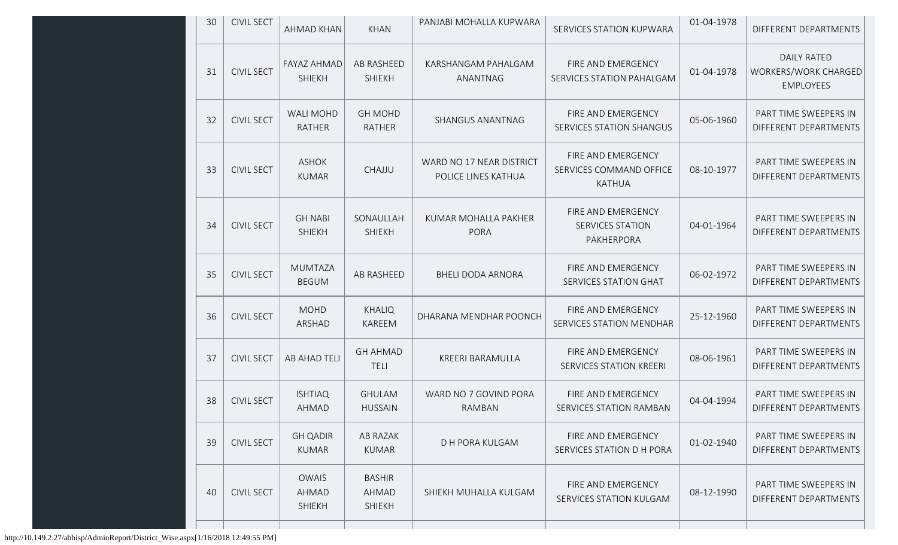| 30 | CIVIL SECT | AHMAD KHAN | KHAN | PANJABI MOHALLA KUPWARA | SERVICES STATION KUPWARA | 01-04-1978 | DIFFERENT DEPARTMENTS |
|---|---|---|---|---|---|---|---|
| 31 | CIVIL SECT | FAYAZ AHMAD SHIEKH | AB RASHEED SHIEKH | KARSHANGAM PAHALGAM ANANTNAG | FIRE AND EMERGENCY SERVICES STATION PAHALGAM | 01-04-1978 | DAILY RATED WORKERS/WORK CHARGED EMPLOYEES |
| 32 | CIVIL SECT | WALI MOHD RATHER | GH MOHD RATHER | SHANGUS ANANTNAG | FIRE AND EMERGENCY SERVICES STATION SHANGUS | 05-06-1960 | PART TIME SWEEPERS IN DIFFERENT DEPARTMENTS |
| 33 | CIVIL SECT | ASHOK KUMAR | CHAJJU | WARD NO 17 NEAR DISTRICT POLICE LINES KATHUA | FIRE AND EMERGENCY SERVICES COMMAND OFFICE KATHUA | 08-10-1977 | PART TIME SWEEPERS IN DIFFERENT DEPARTMENTS |
| 34 | CIVIL SECT | GH NABI SHIEKH | SONAULLAH SHIEKH | KUMAR MOHALLA PAKHER PORA | FIRE AND EMERGENCY SERVICES STATION PAKHERPORA | 04-01-1964 | PART TIME SWEEPERS IN DIFFERENT DEPARTMENTS |
| 35 | CIVIL SECT | MUMTAZA BEGUM | AB RASHEED | BHELI DODA ARNORA | FIRE AND EMERGENCY SERVICES STATION GHAT | 06-02-1972 | PART TIME SWEEPERS IN DIFFERENT DEPARTMENTS |
| 36 | CIVIL SECT | MOHD ARSHAD | KHALIQ KAREEM | DHARANA MENDHAR POONCH | FIRE AND EMERGENCY SERVICES STATION MENDHAR | 25-12-1960 | PART TIME SWEEPERS IN DIFFERENT DEPARTMENTS |
| 37 | CIVIL SECT | AB AHAD TELI | GH AHMAD TELI | KREERI BARAMULLA | FIRE AND EMERGENCY SERVICES STATION KREERI | 08-06-1961 | PART TIME SWEEPERS IN DIFFERENT DEPARTMENTS |
| 38 | CIVIL SECT | ISHTIAQ AHMAD | GHULAM HUSSAIN | WARD NO 7 GOVIND PORA RAMBAN | FIRE AND EMERGENCY SERVICES STATION RAMBAN | 04-04-1994 | PART TIME SWEEPERS IN DIFFERENT DEPARTMENTS |
| 39 | CIVIL SECT | GH QADIR KUMAR | AB RAZAK KUMAR | D H PORA KULGAM | FIRE AND EMERGENCY SERVICES STATION D H PORA | 01-02-1940 | PART TIME SWEEPERS IN DIFFERENT DEPARTMENTS |
| 40 | CIVIL SECT | OWAIS AHMAD SHIEKH | BASHIR AHMAD SHIEKH | SHIEKH MUHALLA KULGAM | FIRE AND EMERGENCY SERVICES STATION KULGAM | 08-12-1990 | PART TIME SWEEPERS IN DIFFERENT DEPARTMENTS |

http://10.149.2.27/abbisp/AdminReport/District_Wise.aspx[1/16/2018 12:49:55 PM]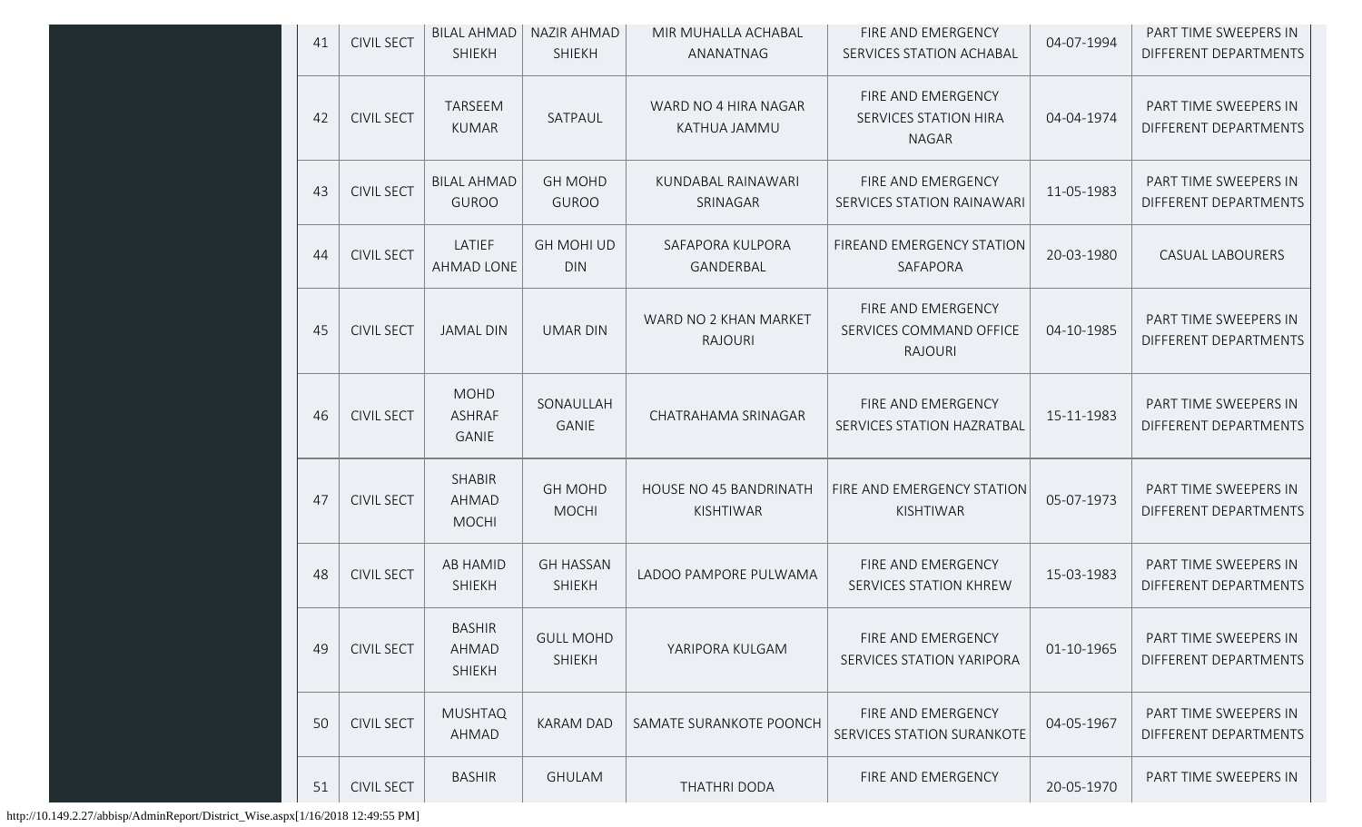| 41 | CIVIL SECT | BILAL AHMAD SHIEKH | NAZIR AHMAD SHIEKH | MIR MUHALLA ACHABAL ANANATNAG | FIRE AND EMERGENCY SERVICES STATION ACHABAL | 04-07-1994 | PART TIME SWEEPERS IN DIFFERENT DEPARTMENTS |
|---|---|---|---|---|---|---|---|
| 42 | CIVIL SECT | TARSEEM KUMAR | SATPAUL | WARD NO 4 HIRA NAGAR KATHUA JAMMU | FIRE AND EMERGENCY SERVICES STATION HIRA NAGAR | 04-04-1974 | PART TIME SWEEPERS IN DIFFERENT DEPARTMENTS |
| 43 | CIVIL SECT | BILAL AHMAD GUROO | GH MOHD GUROO | KUNDABAL RAINAWARI SRINAGAR | FIRE AND EMERGENCY SERVICES STATION RAINAWARI | 11-05-1983 | PART TIME SWEEPERS IN DIFFERENT DEPARTMENTS |
| 44 | CIVIL SECT | LATIEF AHMAD LONE | GH MOHI UD DIN | SAFAPORA KULPORA GANDERBAL | FIREAND EMERGENCY STATION SAFAPORA | 20-03-1980 | CASUAL LABOURERS |
| 45 | CIVIL SECT | JAMAL DIN | UMAR DIN | WARD NO 2 KHAN MARKET RAJOURI | FIRE AND EMERGENCY SERVICES COMMAND OFFICE RAJOURI | 04-10-1985 | PART TIME SWEEPERS IN DIFFERENT DEPARTMENTS |
| 46 | CIVIL SECT | MOHD ASHRAF GANIE | SONAULLAH GANIE | CHATRAHAMA SRINAGAR | FIRE AND EMERGENCY SERVICES STATION HAZRATBAL | 15-11-1983 | PART TIME SWEEPERS IN DIFFERENT DEPARTMENTS |
| 47 | CIVIL SECT | SHABIR AHMAD MOCHI | GH MOHD MOCHI | HOUSE NO 45 BANDRINATH KISHTIWAR | FIRE AND EMERGENCY STATION KISHTIWAR | 05-07-1973 | PART TIME SWEEPERS IN DIFFERENT DEPARTMENTS |
| 48 | CIVIL SECT | AB HAMID SHIEKH | GH HASSAN SHIEKH | LADOO PAMPORE PULWAMA | FIRE AND EMERGENCY SERVICES STATION KHREW | 15-03-1983 | PART TIME SWEEPERS IN DIFFERENT DEPARTMENTS |
| 49 | CIVIL SECT | BASHIR AHMAD SHIEKH | GULL MOHD SHIEKH | YARIPORA KULGAM | FIRE AND EMERGENCY SERVICES STATION YARIPORA | 01-10-1965 | PART TIME SWEEPERS IN DIFFERENT DEPARTMENTS |
| 50 | CIVIL SECT | MUSHTAQ AHMAD | KARAM DAD | SAMATE SURANKOTE POONCH | FIRE AND EMERGENCY SERVICES STATION SURANKOTE | 04-05-1967 | PART TIME SWEEPERS IN DIFFERENT DEPARTMENTS |
| 51 | CIVIL SECT | BASHIR | GHULAM | THATHRI DODA | FIRE AND EMERGENCY | 20-05-1970 | PART TIME SWEEPERS IN |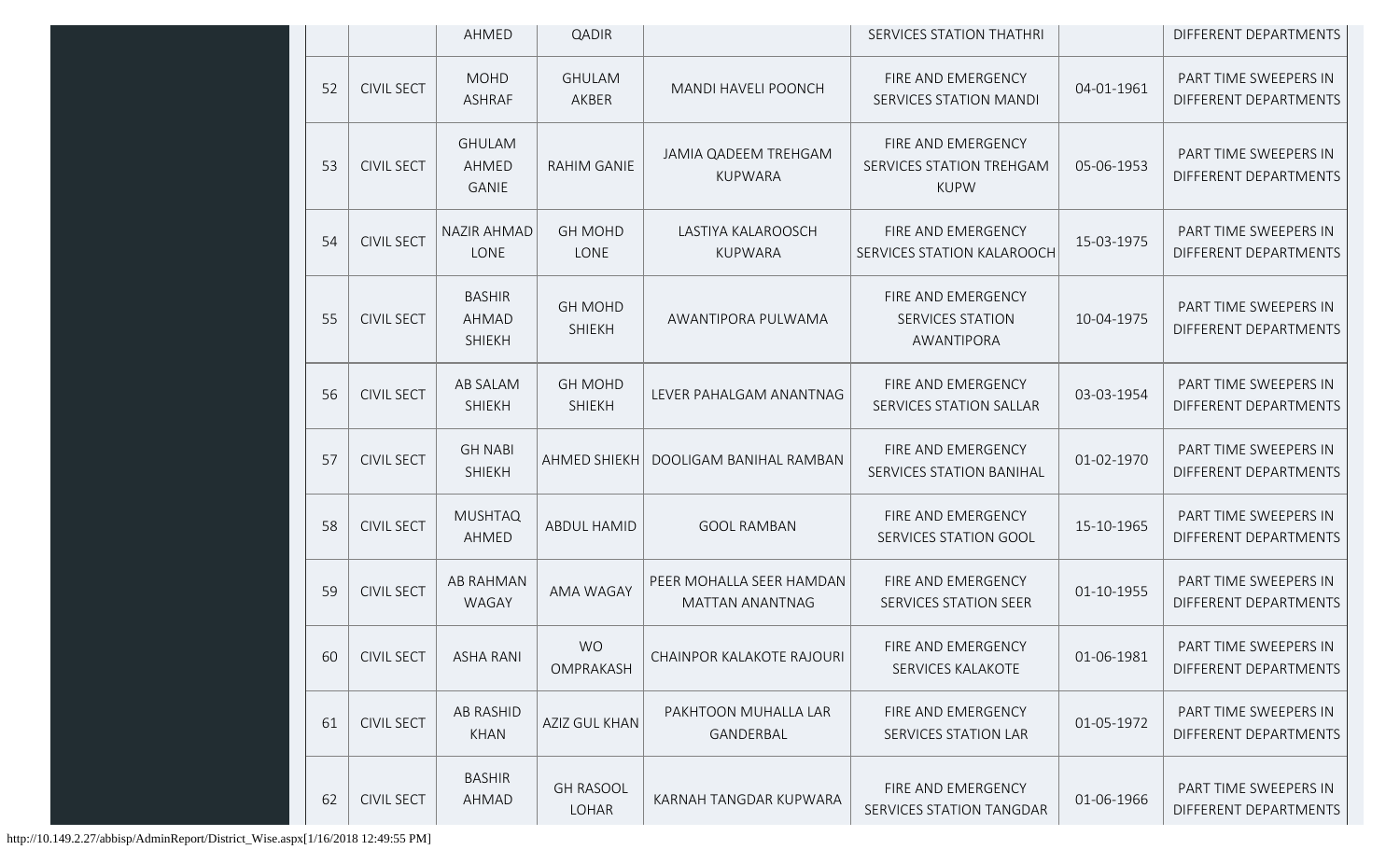| | | AHMED | QADIR | | SERVICES STATION THATHRI | | DIFFERENT DEPARTMENTS |
|---|---|---|---|---|---|---|---|
| 52 | CIVIL SECT | MOHD ASHRAF | GHULAM AKBER | MANDI HAVELI POONCH | FIRE AND EMERGENCY SERVICES STATION MANDI | 04-01-1961 | PART TIME SWEEPERS IN DIFFERENT DEPARTMENTS |
| 53 | CIVIL SECT | GHULAM AHMED GANIE | RAHIM GANIE | JAMIA QADEEM TREHGAM KUPWARA | FIRE AND EMERGENCY SERVICES STATION TREHGAM KUPW | 05-06-1953 | PART TIME SWEEPERS IN DIFFERENT DEPARTMENTS |
| 54 | CIVIL SECT | NAZIR AHMAD LONE | GH MOHD LONE | LASTIYA KALAROOSCH KUPWARA | FIRE AND EMERGENCY SERVICES STATION KALAROOCH | 15-03-1975 | PART TIME SWEEPERS IN DIFFERENT DEPARTMENTS |
| 55 | CIVIL SECT | BASHIR AHMAD SHIEKH | GH MOHD SHIEKH | AWANTIPORA PULWAMA | FIRE AND EMERGENCY SERVICES STATION AWANTIPORA | 10-04-1975 | PART TIME SWEEPERS IN DIFFERENT DEPARTMENTS |
| 56 | CIVIL SECT | AB SALAM SHIEKH | GH MOHD SHIEKH | LEVER PAHALGAM ANANTNAG | FIRE AND EMERGENCY SERVICES STATION SALLAR | 03-03-1954 | PART TIME SWEEPERS IN DIFFERENT DEPARTMENTS |
| 57 | CIVIL SECT | GH NABI SHIEKH | AHMED SHIEKH | DOOLIGAM BANIHAL RAMBAN | FIRE AND EMERGENCY SERVICES STATION BANIHAL | 01-02-1970 | PART TIME SWEEPERS IN DIFFERENT DEPARTMENTS |
| 58 | CIVIL SECT | MUSHTAQ AHMED | ABDUL HAMID | GOOL RAMBAN | FIRE AND EMERGENCY SERVICES STATION GOOL | 15-10-1965 | PART TIME SWEEPERS IN DIFFERENT DEPARTMENTS |
| 59 | CIVIL SECT | AB RAHMAN WAGAY | AMA WAGAY | PEER MOHALLA SEER HAMDAN MATTAN ANANTNAG | FIRE AND EMERGENCY SERVICES STATION SEER | 01-10-1955 | PART TIME SWEEPERS IN DIFFERENT DEPARTMENTS |
| 60 | CIVIL SECT | ASHA RANI | WO OMPRAKASH | CHAINPOR KALAKOTE RAJOURI | FIRE AND EMERGENCY SERVICES KALAKOTE | 01-06-1981 | PART TIME SWEEPERS IN DIFFERENT DEPARTMENTS |
| 61 | CIVIL SECT | AB RASHID KHAN | AZIZ GUL KHAN | PAKHTOON MUHALLA LAR GANDERBAL | FIRE AND EMERGENCY SERVICES STATION LAR | 01-05-1972 | PART TIME SWEEPERS IN DIFFERENT DEPARTMENTS |
| 62 | CIVIL SECT | BASHIR AHMAD | GH RASOOL LOHAR | KARNAH TANGDAR KUPWARA | FIRE AND EMERGENCY SERVICES STATION TANGDAR | 01-06-1966 | PART TIME SWEEPERS IN DIFFERENT DEPARTMENTS |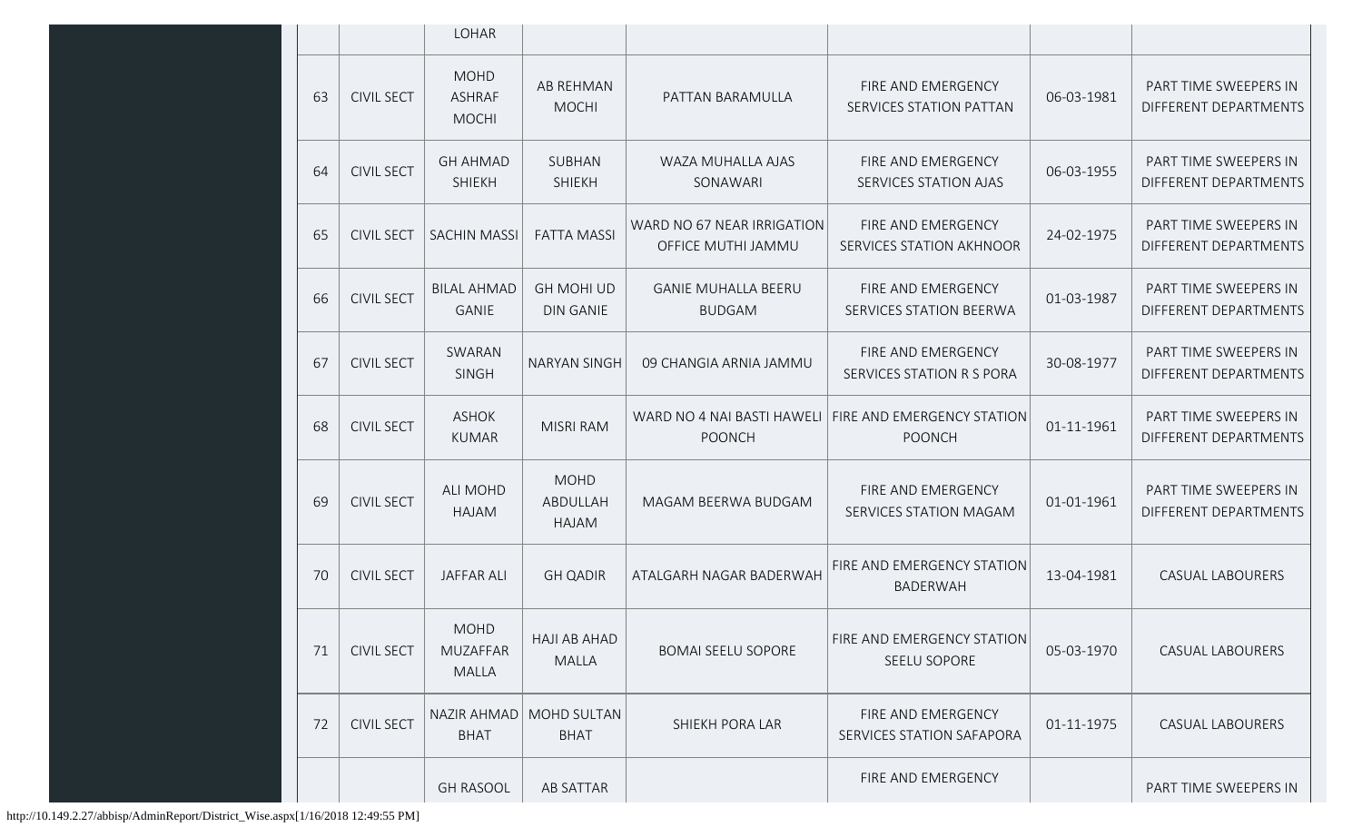| | | LOHAR | | | | | |
|---|---|---|---|---|---|---|---|
| 63 | CIVIL SECT | MOHD ASHRAF MOCHI | AB REHMAN MOCHI | PATTAN BARAMULLA | FIRE AND EMERGENCY SERVICES STATION PATTAN | 06-03-1981 | PART TIME SWEEPERS IN DIFFERENT DEPARTMENTS |
| 64 | CIVIL SECT | GH AHMAD SHIEKH | SUBHAN SHIEKH | WAZA MUHALLA AJAS SONAWARI | FIRE AND EMERGENCY SERVICES STATION AJAS | 06-03-1955 | PART TIME SWEEPERS IN DIFFERENT DEPARTMENTS |
| 65 | CIVIL SECT | SACHIN MASSI | FATTA MASSI | WARD NO 67 NEAR IRRIGATION OFFICE MUTHI JAMMU | FIRE AND EMERGENCY SERVICES STATION AKHNOOR | 24-02-1975 | PART TIME SWEEPERS IN DIFFERENT DEPARTMENTS |
| 66 | CIVIL SECT | BILAL AHMAD GANIE | GH MOHI UD DIN GANIE | GANIE MUHALLA BEERU BUDGAM | FIRE AND EMERGENCY SERVICES STATION BEERWA | 01-03-1987 | PART TIME SWEEPERS IN DIFFERENT DEPARTMENTS |
| 67 | CIVIL SECT | SWARAN SINGH | NARYAN SINGH | 09 CHANGIA ARNIA JAMMU | FIRE AND EMERGENCY SERVICES STATION R S PORA | 30-08-1977 | PART TIME SWEEPERS IN DIFFERENT DEPARTMENTS |
| 68 | CIVIL SECT | ASHOK KUMAR | MISRI RAM | WARD NO 4 NAI BASTI HAWELI POONCH | FIRE AND EMERGENCY STATION POONCH | 01-11-1961 | PART TIME SWEEPERS IN DIFFERENT DEPARTMENTS |
| 69 | CIVIL SECT | ALI MOHD HAJAM | MOHD ABDULLAH HAJAM | MAGAM BEERWA BUDGAM | FIRE AND EMERGENCY SERVICES STATION MAGAM | 01-01-1961 | PART TIME SWEEPERS IN DIFFERENT DEPARTMENTS |
| 70 | CIVIL SECT | JAFFAR ALI | GH QADIR | ATALGARH NAGAR BADERWAH | FIRE AND EMERGENCY STATION BADERWAH | 13-04-1981 | CASUAL LABOURERS |
| 71 | CIVIL SECT | MOHD MUZAFFAR MALLA | HAJI AB AHAD MALLA | BOMAI SEELU SOPORE | FIRE AND EMERGENCY STATION SEELU SOPORE | 05-03-1970 | CASUAL LABOURERS |
| 72 | CIVIL SECT | NAZIR AHMAD BHAT | MOHD SULTAN BHAT | SHIEKH PORA LAR | FIRE AND EMERGENCY SERVICES STATION SAFAPORA | 01-11-1975 | CASUAL LABOURERS |
| | | GH RASOOL | AB SATTAR | | FIRE AND EMERGENCY | | PART TIME SWEEPERS IN |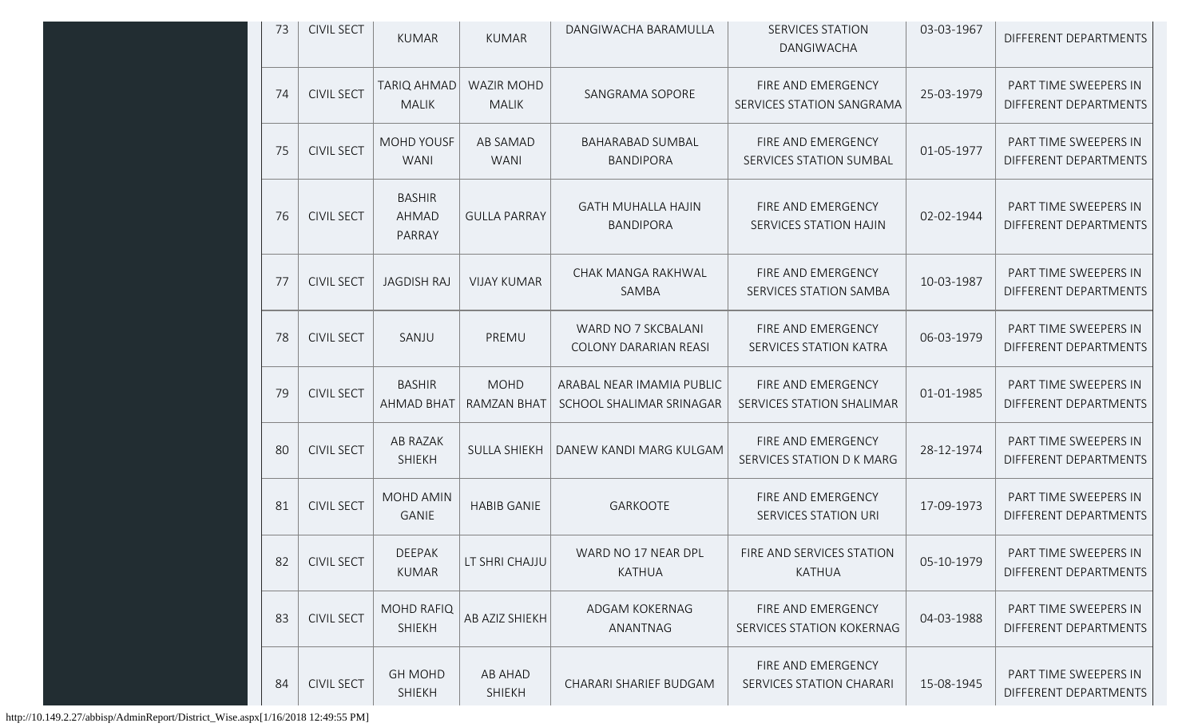| 73 | CIVIL SECT | KUMAR | KUMAR | DANGIWACHA BARAMULLA | SERVICES STATION DANGIWACHA | 03-03-1967 | DIFFERENT DEPARTMENTS |
|---|---|---|---|---|---|---|---|
| 74 | CIVIL SECT | TARIQ AHMAD MALIK | WAZIR MOHD MALIK | SANGRAMA SOPORE | FIRE AND EMERGENCY SERVICES STATION SANGRAMA | 25-03-1979 | PART TIME SWEEPERS IN DIFFERENT DEPARTMENTS |
| 75 | CIVIL SECT | MOHD YOUSF WANI | AB SAMAD WANI | BAHARABAD SUMBAL BANDIPORA | FIRE AND EMERGENCY SERVICES STATION SUMBAL | 01-05-1977 | PART TIME SWEEPERS IN DIFFERENT DEPARTMENTS |
| 76 | CIVIL SECT | BASHIR AHMAD PARRAY | GULLA PARRAY | GATH MUHALLA HAJIN BANDIPORA | FIRE AND EMERGENCY SERVICES STATION HAJIN | 02-02-1944 | PART TIME SWEEPERS IN DIFFERENT DEPARTMENTS |
| 77 | CIVIL SECT | JAGDISH RAJ | VIJAY KUMAR | CHAK MANGA RAKHWAL SAMBA | FIRE AND EMERGENCY SERVICES STATION SAMBA | 10-03-1987 | PART TIME SWEEPERS IN DIFFERENT DEPARTMENTS |
| 78 | CIVIL SECT | SANJU | PREMU | WARD NO 7 SKCBALANI COLONY DARARIAN REASI | FIRE AND EMERGENCY SERVICES STATION KATRA | 06-03-1979 | PART TIME SWEEPERS IN DIFFERENT DEPARTMENTS |
| 79 | CIVIL SECT | BASHIR AHMAD BHAT | MOHD RAMZAN BHAT | ARABAL NEAR IMAMIA PUBLIC SCHOOL SHALIMAR SRINAGAR | FIRE AND EMERGENCY SERVICES STATION SHALIMAR | 01-01-1985 | PART TIME SWEEPERS IN DIFFERENT DEPARTMENTS |
| 80 | CIVIL SECT | AB RAZAK SHIEKH | SULLA SHIEKH | DANEW KANDI MARG KULGAM | FIRE AND EMERGENCY SERVICES STATION D K MARG | 28-12-1974 | PART TIME SWEEPERS IN DIFFERENT DEPARTMENTS |
| 81 | CIVIL SECT | MOHD AMIN GANIE | HABIB GANIE | GARKOOTE | FIRE AND EMERGENCY SERVICES STATION URI | 17-09-1973 | PART TIME SWEEPERS IN DIFFERENT DEPARTMENTS |
| 82 | CIVIL SECT | DEEPAK KUMAR | LT SHRI CHAJJU | WARD NO 17 NEAR DPL KATHUA | FIRE AND SERVICES STATION KATHUA | 05-10-1979 | PART TIME SWEEPERS IN DIFFERENT DEPARTMENTS |
| 83 | CIVIL SECT | MOHD RAFIQ SHIEKH | AB AZIZ SHIEKH | ADGAM KOKERNAG ANANTNAG | FIRE AND EMERGENCY SERVICES STATION KOKERNAG | 04-03-1988 | PART TIME SWEEPERS IN DIFFERENT DEPARTMENTS |
| 84 | CIVIL SECT | GH MOHD SHIEKH | AB AHAD SHIEKH | CHARARI SHARIEF BUDGAM | FIRE AND EMERGENCY SERVICES STATION CHARARI | 15-08-1945 | PART TIME SWEEPERS IN DIFFERENT DEPARTMENTS |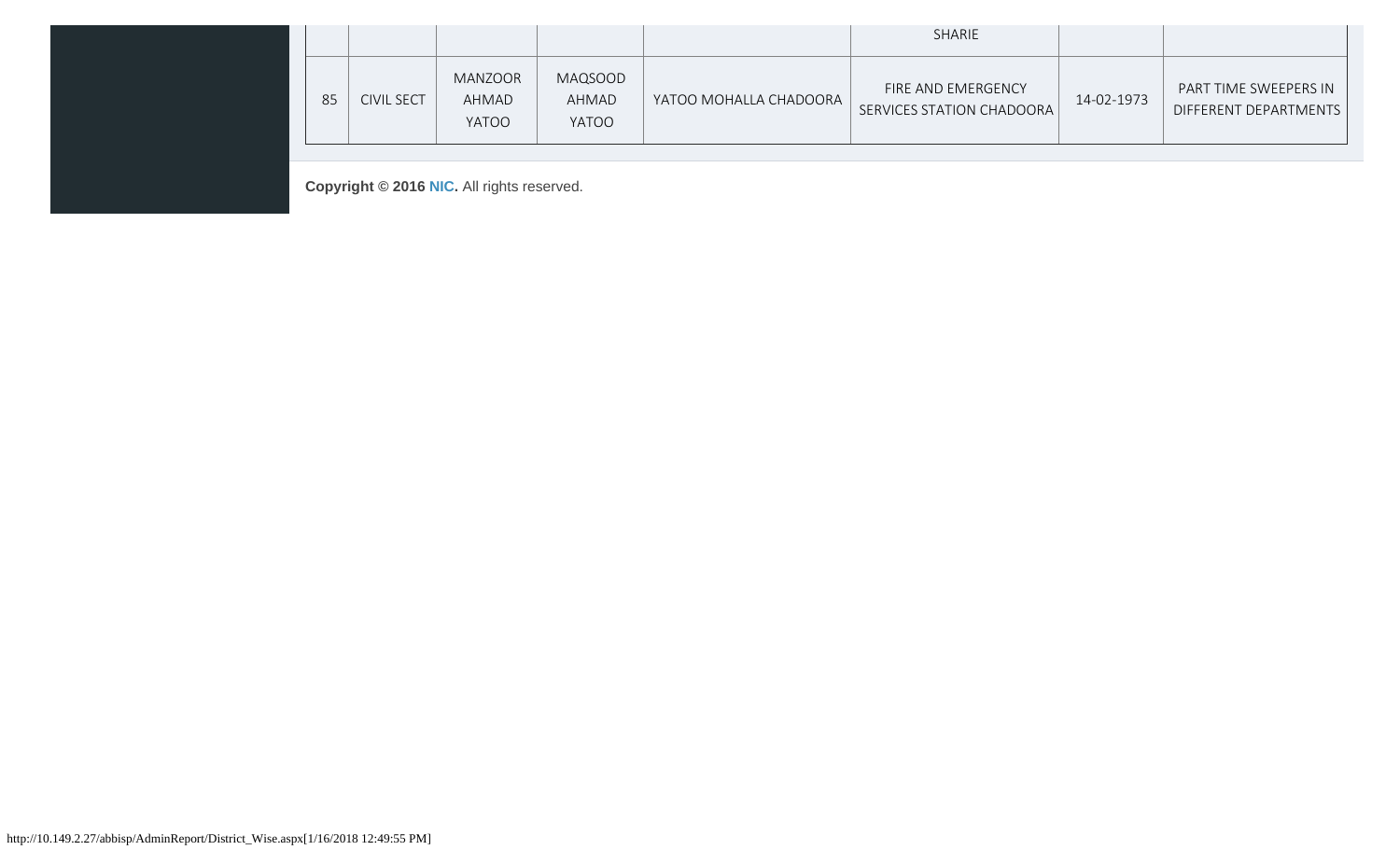| | | | | | | | |
|---|---|---|---|---|---|---|---|
| | | | | | SHARIE | | |
| 85 | CIVIL SECT | MANZOOR AHMAD YATOO | MAQSOOD AHMAD YATOO | YATOO MOHALLA CHADOORA | FIRE AND EMERGENCY SERVICES STATION CHADOORA | 14-02-1973 | PART TIME SWEEPERS IN DIFFERENT DEPARTMENTS |

**Copyright © 2016 NIC.** All rights reserved.